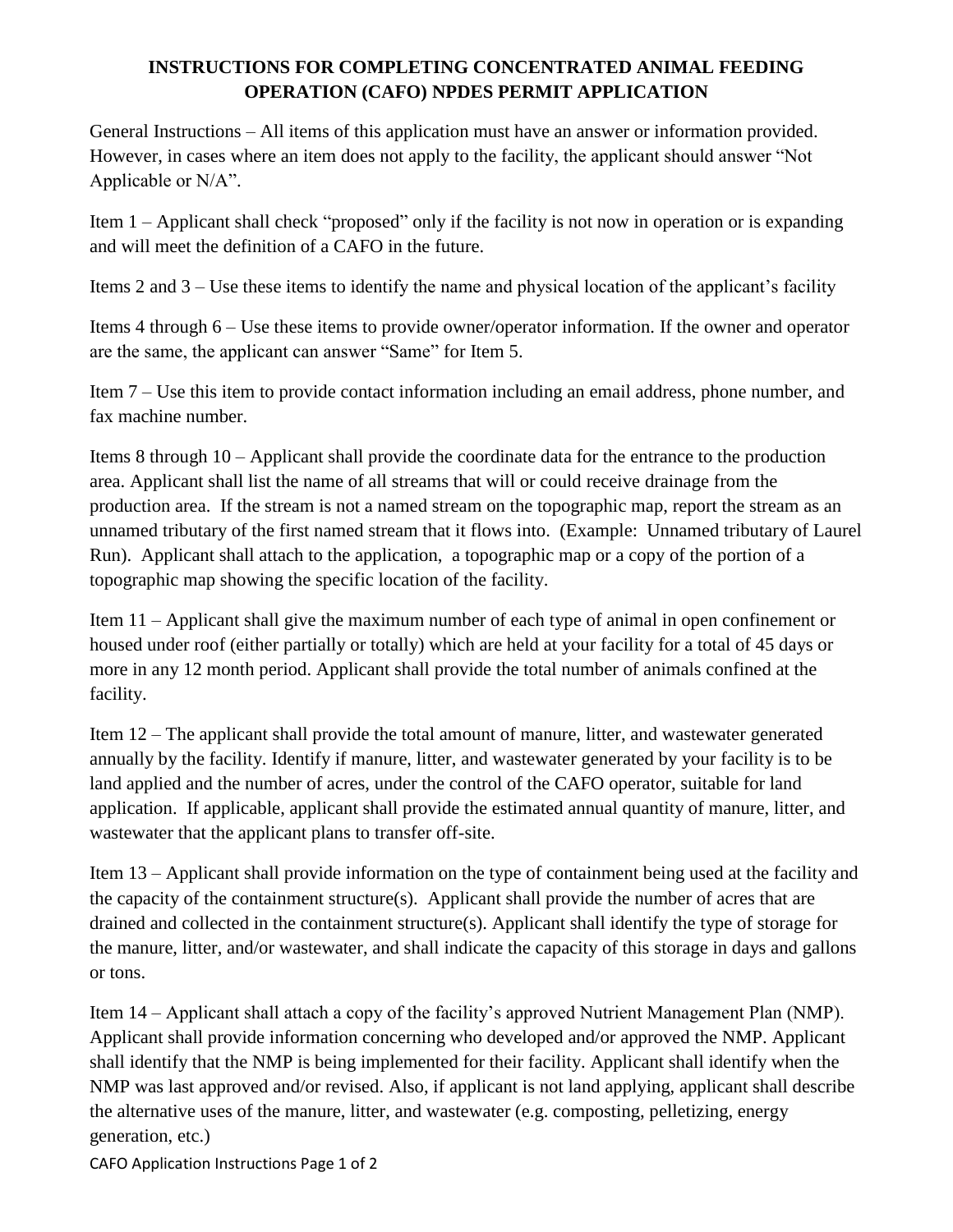# INSTRUCTIONS FOR COMPLETING CONCENTRATED ANIMAL FEEDING OPERATION (CAFO) NPDES PERMIT APPLICATION

General Instructions – All items of this application must have an answer or information provided. However, in cases where an item does not apply to the facility, the applicant should answer "Not Applicable or N/A".

Item 1 – Applicant shall check "proposed" only if the facility is not now in operation or is expanding and will meet the definition of a CAFO in the future.

Items 2 and 3 – Use these items to identify the name and physical location of the applicant's facility

Items 4 through 6 – Use these items to provide owner/operator information. If the owner and operator are the same, the applicant can answer "Same" for Item 5.

Item 7 – Use this item to provide contact information including an email address, phone number, and fax machine number.

Items 8 through 10 – Applicant shall provide the coordinate data for the entrance to the production area. Applicant shall list the name of all streams that will or could receive drainage from the production area. If the stream is not a named stream on the topographic map, report the stream as an unnamed tributary of the first named stream that it flows into. (Example: Unnamed tributary of Laurel Run). Applicant shall attach to the application, a topographic map or a copy of the portion of a topographic map showing the specific location of the facility.

Item 11 – Applicant shall give the maximum number of each type of animal in open confinement or housed under roof (either partially or totally) which are held at your facility for a total of 45 days or more in any 12 month period. Applicant shall provide the total number of animals confined at the facility.

Item 12 – The applicant shall provide the total amount of manure, litter, and wastewater generated annually by the facility. Identify if manure, litter, and wastewater generated by your facility is to be land applied and the number of acres, under the control of the CAFO operator, suitable for land application. If applicable, applicant shall provide the estimated annual quantity of manure, litter, and wastewater that the applicant plans to transfer off-site.

Item 13 – Applicant shall provide information on the type of containment being used at the facility and the capacity of the containment structure(s). Applicant shall provide the number of acres that are drained and collected in the containment structure(s). Applicant shall identify the type of storage for the manure, litter, and/or wastewater, and shall indicate the capacity of this storage in days and gallons or tons.

Item 14 – Applicant shall attach a copy of the facility's approved Nutrient Management Plan (NMP). Applicant shall provide information concerning who developed and/or approved the NMP. Applicant shall identify that the NMP is being implemented for their facility. Applicant shall identify when the NMP was last approved and/or revised. Also, if applicant is not land applying, applicant shall describe the alternative uses of the manure, litter, and wastewater (e.g. composting, pelletizing, energy generation, etc.)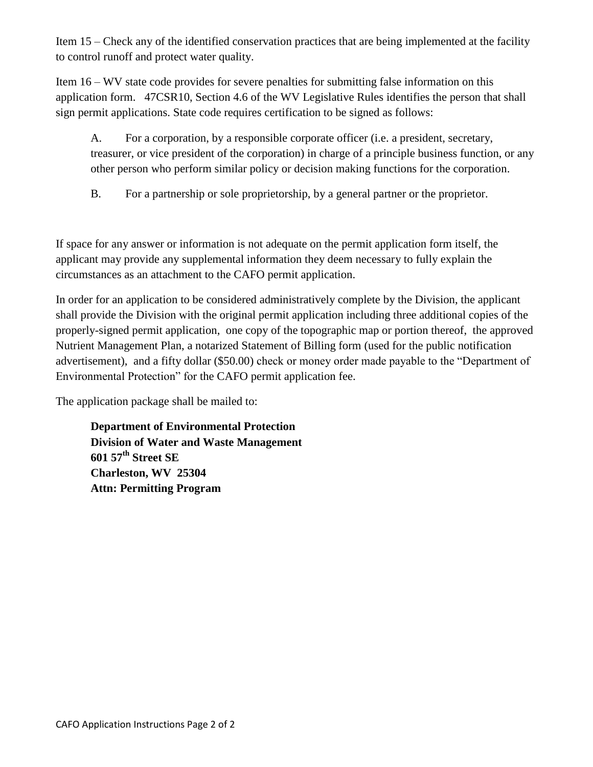Item 15 – Check any of the identified conservation practices that are being implemented at the facility to control runoff and protect water quality.

Item 16 – WV state code provides for severe penalties for submitting false information on this application form. 47CSR10, Section 4.6 of the WV Legislative Rules identifies the person that shall sign permit applications. State code requires certification to be signed as follows:

A. For a corporation, by a responsible corporate officer (i.e. a president, secretary, treasurer, or vice president of the corporation) in charge of a principle business function, or any other person who perform similar policy or decision making functions for the corporation.

B. For a partnership or sole proprietorship, by a general partner or the proprietor.

If space for any answer or information is not adequate on the permit application form itself, the applicant may provide any supplemental information they deem necessary to fully explain the circumstances as an attachment to the CAFO permit application.

In order for an application to be considered administratively complete by the Division, the applicant shall provide the Division with the original permit application including three additional copies of the properly-signed permit application, one copy of the topographic map or portion thereof, the approved Nutrient Management Plan, a notarized Statement of Billing form (used for the public notification advertisement), and a fifty dollar ($50.00) check or money order made payable to the "Department of Environmental Protection" for the CAFO permit application fee.

The application package shall be mailed to:

**Department of Environmental Protection**
**Division of Water and Waste Management**
**601 57th Street SE**
**Charleston, WV 25304**
**Attn: Permitting Program**